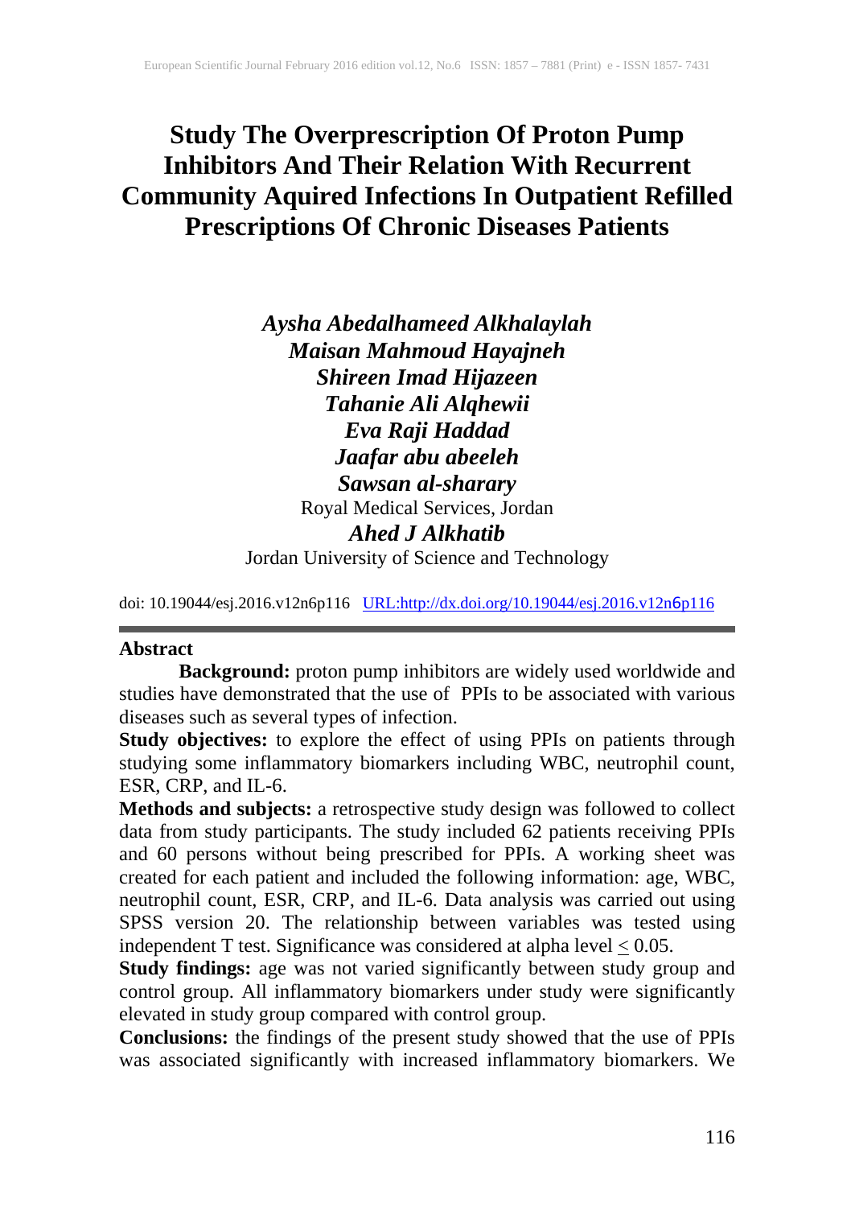# Study The Overprescription Of Proton Pump Inhibitors And Their Relation With Recurrent Community Aquired Infections In Outpatient Refilled Prescriptions Of Chronic Diseases Patients

***Aysha Abedalhameed Alkhalaylah***
***Maisan Mahmoud Hayajneh***
***Shireen Imad Hijazeen***
***Tahanie Ali Alqhewii***
***Eva Raji Haddad***
***Jaafar abu abeeleh***
***Sawsan al-sharary***
Royal Medical Services, Jordan
***Ahed J Alkhatib***
Jordan University of Science and Technology

doi: 10.19044/esj.2016.v12n6p116 URL:http://dx.doi.org/10.19044/esj.2016.v12n6p116

## Abstract

**Background:** proton pump inhibitors are widely used worldwide and studies have demonstrated that the use of PPIs to be associated with various diseases such as several types of infection.

**Study objectives:** to explore the effect of using PPIs on patients through studying some inflammatory biomarkers including WBC, neutrophil count, ESR, CRP, and IL-6.

**Methods and subjects:** a retrospective study design was followed to collect data from study participants. The study included 62 patients receiving PPIs and 60 persons without being prescribed for PPIs. A working sheet was created for each patient and included the following information: age, WBC, neutrophil count, ESR, CRP, and IL-6. Data analysis was carried out using SPSS version 20. The relationship between variables was tested using independent T test. Significance was considered at alpha level $\leq 0.05$.

**Study findings:** age was not varied significantly between study group and control group. All inflammatory biomarkers under study were significantly elevated in study group compared with control group.

**Conclusions:** the findings of the present study showed that the use of PPIs was associated significantly with increased inflammatory biomarkers. We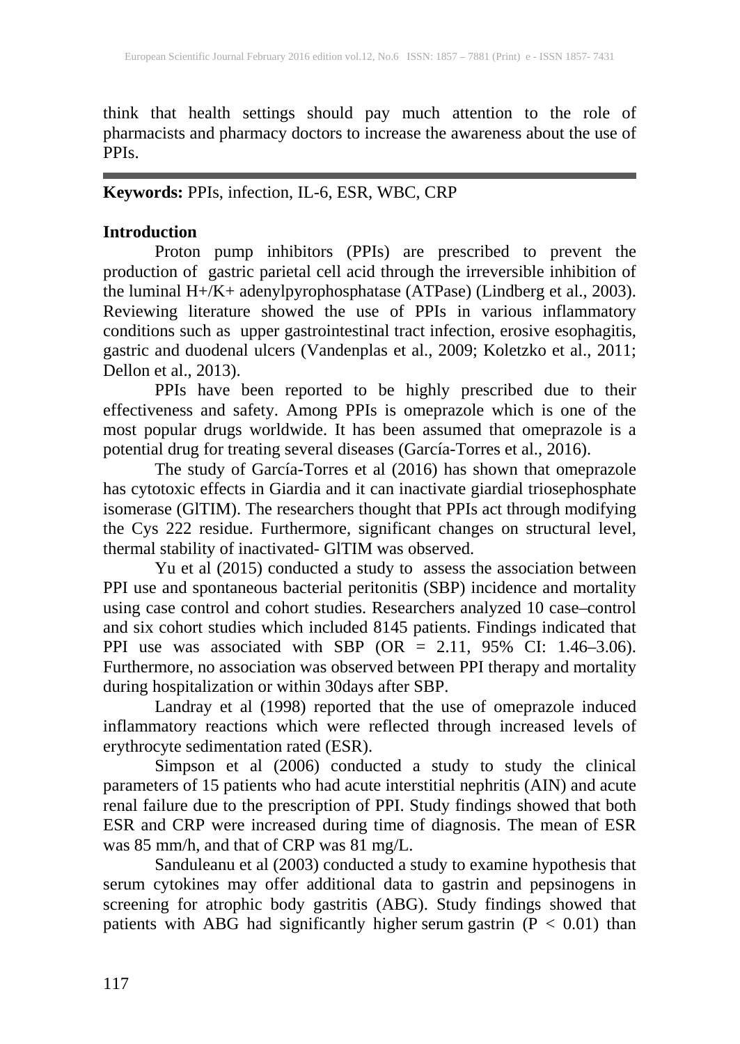think that health settings should pay much attention to the role of pharmacists and pharmacy doctors to increase the awareness about the use of PPIs.

---

**Keywords:** PPIs, infection, IL-6, ESR, WBC, CRP

## Introduction

Proton pump inhibitors (PPIs) are prescribed to prevent the production of gastric parietal cell acid through the irreversible inhibition of the luminal $H^+/K^+$ adenylpyrophosphatase (ATPase) (Lindberg et al., 2003). Reviewing literature showed the use of PPIs in various inflammatory conditions such as upper gastrointestinal tract infection, erosive esophagitis, gastric and duodenal ulcers (Vandenplas et al., 2009; Koletzko et al., 2011; Dellon et al., 2013).

PPIs have been reported to be highly prescribed due to their effectiveness and safety. Among PPIs is omeprazole which is one of the most popular drugs worldwide. It has been assumed that omeprazole is a potential drug for treating several diseases (García-Torres et al., 2016).

The study of García-Torres et al (2016) has shown that omeprazole has cytotoxic effects in Giardia and it can inactivate giardial triosephosphate isomerase (GlTIM). The researchers thought that PPIs act through modifying the Cys 222 residue. Furthermore, significant changes on structural level, thermal stability of inactivated- GlTIM was observed.

Yu et al (2015) conducted a study to assess the association between PPI use and spontaneous bacterial peritonitis (SBP) incidence and mortality using case control and cohort studies. Researchers analyzed 10 case–control and six cohort studies which included 8145 patients. Findings indicated that PPI use was associated with SBP (OR = 2.11, 95% CI: 1.46–3.06). Furthermore, no association was observed between PPI therapy and mortality during hospitalization or within 30days after SBP.

Landray et al (1998) reported that the use of omeprazole induced inflammatory reactions which were reflected through increased levels of erythrocyte sedimentation rated (ESR).

Simpson et al (2006) conducted a study to study the clinical parameters of 15 patients who had acute interstitial nephritis (AIN) and acute renal failure due to the prescription of PPI. Study findings showed that both ESR and CRP were increased during time of diagnosis. The mean of ESR was 85 mm/h, and that of CRP was 81 mg/L.

Sanduleanu et al (2003) conducted a study to examine hypothesis that serum cytokines may offer additional data to gastrin and pepsinogens in screening for atrophic body gastritis (ABG). Study findings showed that patients with ABG had significantly higher serum gastrin ($P < 0.01$) than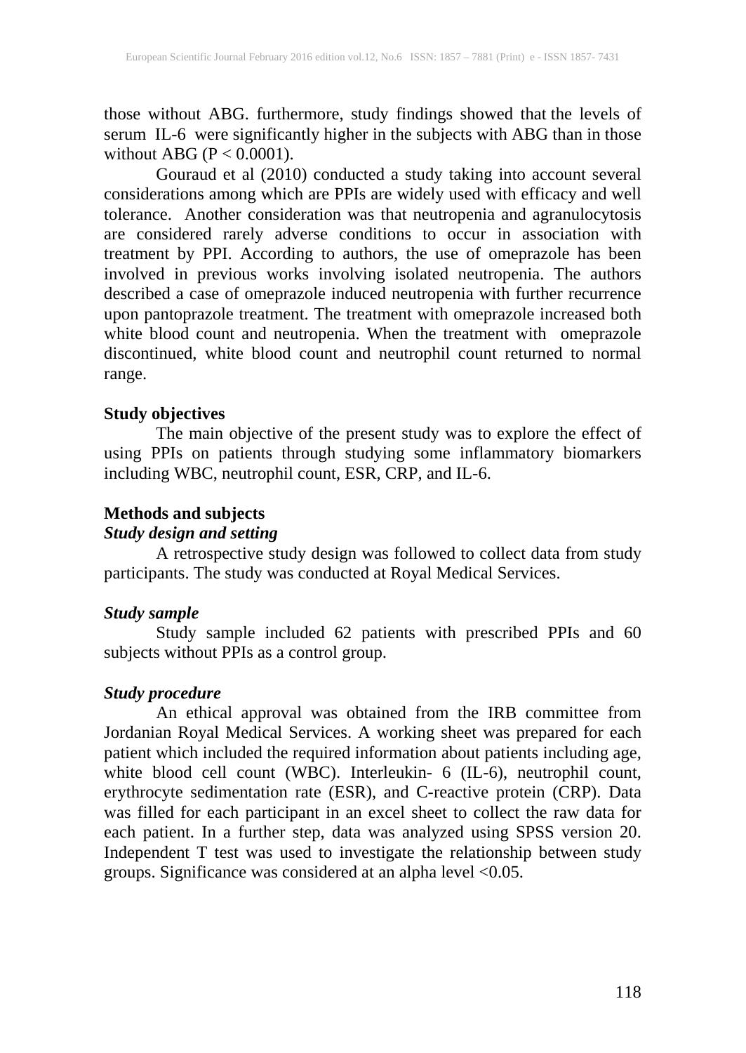those without ABG. furthermore, study findings showed that the levels of serum IL-6 were significantly higher in the subjects with ABG than in those without ABG ($P < 0.0001$).

Gouraud et al (2010) conducted a study taking into account several considerations among which are PPIs are widely used with efficacy and well tolerance. Another consideration was that neutropenia and agranulocytosis are considered rarely adverse conditions to occur in association with treatment by PPI. According to authors, the use of omeprazole has been involved in previous works involving isolated neutropenia. The authors described a case of omeprazole induced neutropenia with further recurrence upon pantoprazole treatment. The treatment with omeprazole increased both white blood count and neutropenia. When the treatment with omeprazole discontinued, white blood count and neutrophil count returned to normal range.

## Study objectives

The main objective of the present study was to explore the effect of using PPIs on patients through studying some inflammatory biomarkers including WBC, neutrophil count, ESR, CRP, and IL-6.

## Methods and subjects

### *Study design and setting*

A retrospective study design was followed to collect data from study participants. The study was conducted at Royal Medical Services.

### *Study sample*

Study sample included 62 patients with prescribed PPIs and 60 subjects without PPIs as a control group.

### *Study procedure*

An ethical approval was obtained from the IRB committee from Jordanian Royal Medical Services. A working sheet was prepared for each patient which included the required information about patients including age, white blood cell count (WBC). Interleukin- 6 (IL-6), neutrophil count, erythrocyte sedimentation rate (ESR), and C-reactive protein (CRP). Data was filled for each participant in an excel sheet to collect the raw data for each patient. In a further step, data was analyzed using SPSS version 20. Independent T test was used to investigate the relationship between study groups. Significance was considered at an alpha level <0.05.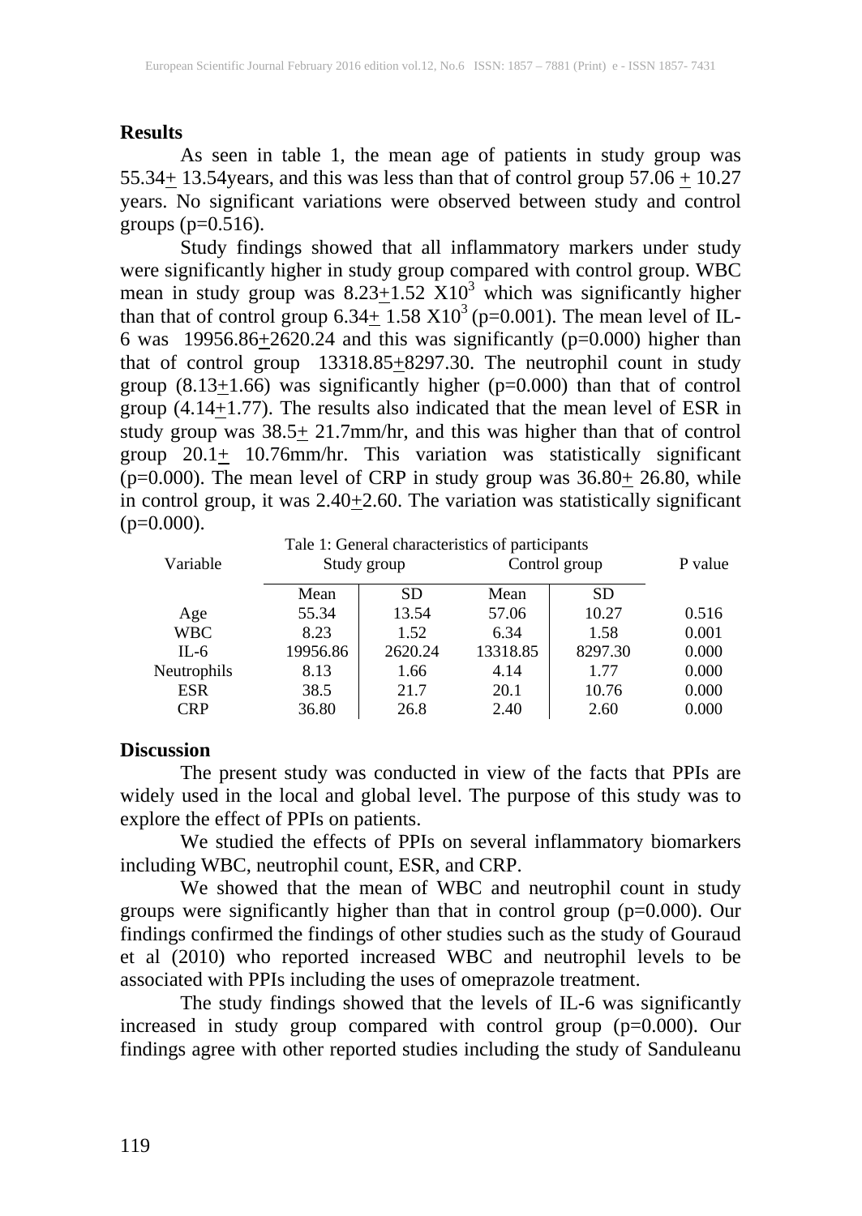**Results**

As seen in table 1, the mean age of patients in study group was 55.34± 13.54years, and this was less than that of control group 57.06 ± 10.27 years. No significant variations were observed between study and control groups (p=0.516).

Study findings showed that all inflammatory markers under study were significantly higher in study group compared with control group. WBC mean in study group was 8.23±1.52 $X10^3$ which was significantly higher than that of control group 6.34± 1.58 $X10^3$ (p=0.001). The mean level of IL-6 was 19956.86±2620.24 and this was significantly (p=0.000) higher than that of control group 13318.85±8297.30. The neutrophil count in study group (8.13±1.66) was significantly higher (p=0.000) than that of control group (4.14±1.77). The results also indicated that the mean level of ESR in study group was 38.5± 21.7mm/hr, and this was higher than that of control group 20.1± 10.76mm/hr. This variation was statistically significant (p=0.000). The mean level of CRP in study group was 36.80± 26.80, while in control group, it was 2.40±2.60. The variation was statistically significant (p=0.000).

Tale 1: General characteristics of participants

| Variable | Study group | | Control group | | P value |
|---|---|---|---|---|---|
| | Mean | SD | Mean | SD | |
| Age | 55.34 | 13.54 | 57.06 | 10.27 | 0.516 |
| WBC | 8.23 | 1.52 | 6.34 | 1.58 | 0.001 |
| IL-6 | 19956.86 | 2620.24 | 13318.85 | 8297.30 | 0.000 |
| Neutrophils | 8.13 | 1.66 | 4.14 | 1.77 | 0.000 |
| ESR | 38.5 | 21.7 | 20.1 | 10.76 | 0.000 |
| CRP | 36.80 | 26.8 | 2.40 | 2.60 | 0.000 |

**Discussion**

The present study was conducted in view of the facts that PPIs are widely used in the local and global level. The purpose of this study was to explore the effect of PPIs on patients.

We studied the effects of PPIs on several inflammatory biomarkers including WBC, neutrophil count, ESR, and CRP.

We showed that the mean of WBC and neutrophil count in study groups were significantly higher than that in control group (p=0.000). Our findings confirmed the findings of other studies such as the study of Gouraud et al (2010) who reported increased WBC and neutrophil levels to be associated with PPIs including the uses of omeprazole treatment.

The study findings showed that the levels of IL-6 was significantly increased in study group compared with control group (p=0.000). Our findings agree with other reported studies including the study of Sanduleanu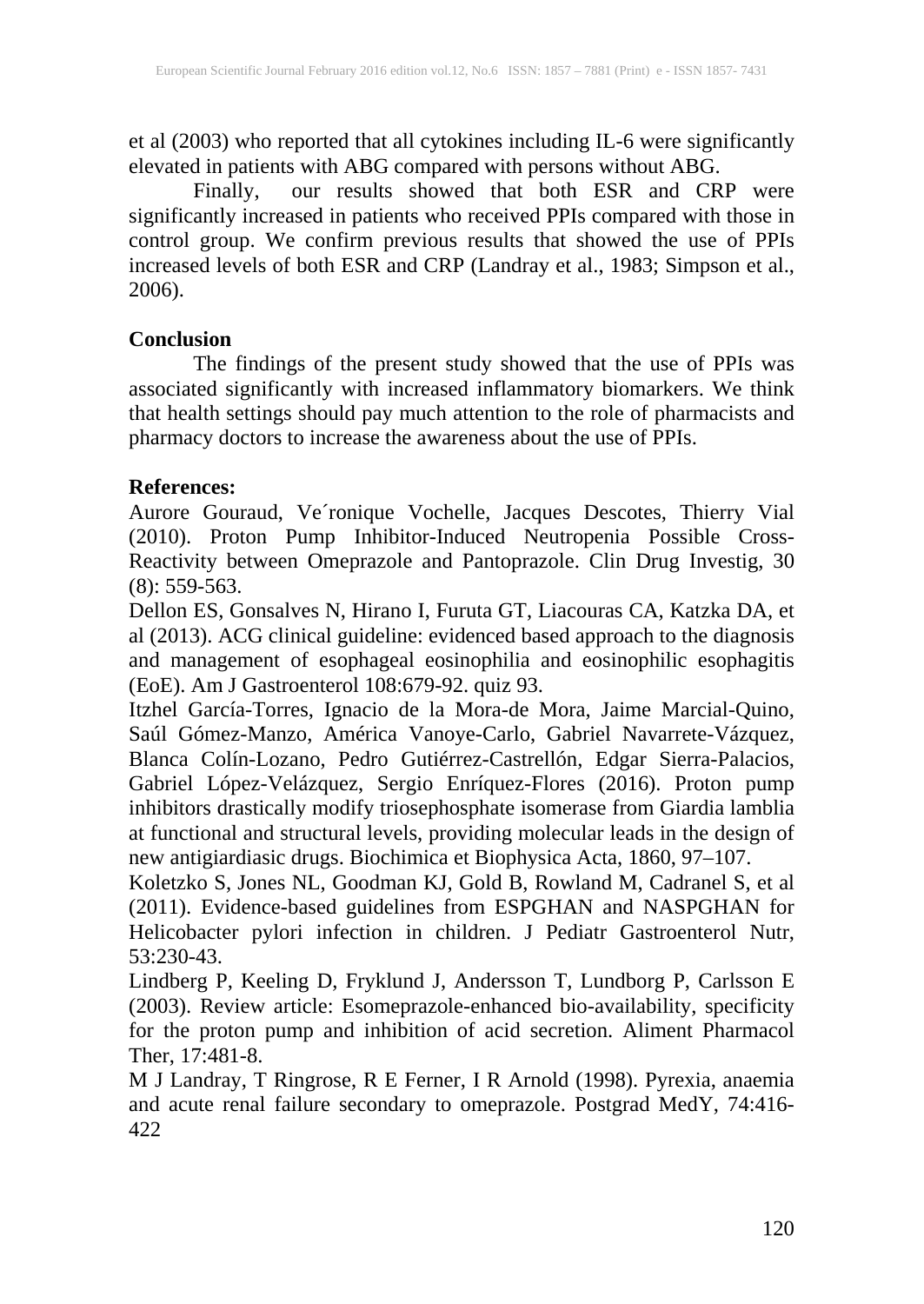et al (2003) who reported that all cytokines including IL-6 were significantly elevated in patients with ABG compared with persons without ABG.

Finally, our results showed that both ESR and CRP were significantly increased in patients who received PPIs compared with those in control group. We confirm previous results that showed the use of PPIs increased levels of both ESR and CRP (Landray et al., 1983; Simpson et al., 2006).

## Conclusion

The findings of the present study showed that the use of PPIs was associated significantly with increased inflammatory biomarkers. We think that health settings should pay much attention to the role of pharmacists and pharmacy doctors to increase the awareness about the use of PPIs.

## References:

Aurore Gouraud, Ve´ronique Vochelle, Jacques Descotes, Thierry Vial (2010). Proton Pump Inhibitor-Induced Neutropenia Possible Cross-Reactivity between Omeprazole and Pantoprazole. Clin Drug Investig, 30 (8): 559-563.

Dellon ES, Gonsalves N, Hirano I, Furuta GT, Liacouras CA, Katzka DA, et al (2013). ACG clinical guideline: evidenced based approach to the diagnosis and management of esophageal eosinophilia and eosinophilic esophagitis (EoE). Am J Gastroenterol 108:679-92. quiz 93.

Itzhel García-Torres, Ignacio de la Mora-de Mora, Jaime Marcial-Quino, Saúl Gómez-Manzo, América Vanoye-Carlo, Gabriel Navarrete-Vázquez, Blanca Colín-Lozano, Pedro Gutiérrez-Castrellón, Edgar Sierra-Palacios, Gabriel López-Velázquez, Sergio Enríquez-Flores (2016). Proton pump inhibitors drastically modify triosephosphate isomerase from Giardia lamblia at functional and structural levels, providing molecular leads in the design of new antigiardiasic drugs. Biochimica et Biophysica Acta, 1860, 97–107.

Koletzko S, Jones NL, Goodman KJ, Gold B, Rowland M, Cadranel S, et al (2011). Evidence-based guidelines from ESPGHAN and NASPGHAN for Helicobacter pylori infection in children. J Pediatr Gastroenterol Nutr, 53:230-43.

Lindberg P, Keeling D, Fryklund J, Andersson T, Lundborg P, Carlsson E (2003). Review article: Esomeprazole-enhanced bio-availability, specificity for the proton pump and inhibition of acid secretion. Aliment Pharmacol Ther, 17:481-8.

M J Landray, T Ringrose, R E Ferner, I R Arnold (1998). Pyrexia, anaemia and acute renal failure secondary to omeprazole. Postgrad MedY, 74:416-422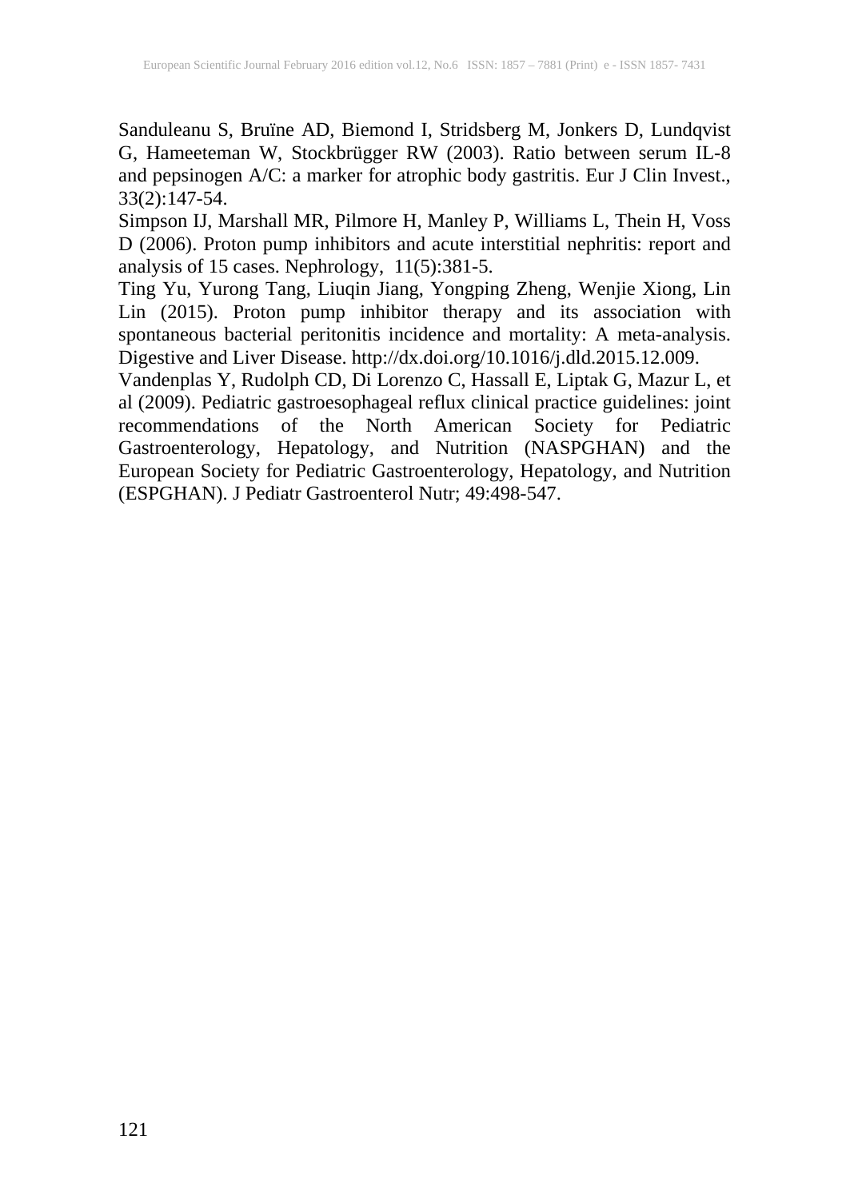Sanduleanu S, Bruïne AD, Biemond I, Stridsberg M, Jonkers D, Lundqvist G, Hameeteman W, Stockbrügger RW (2003). Ratio between serum IL-8 and pepsinogen A/C: a marker for atrophic body gastritis. Eur J Clin Invest., 33(2):147-54.

Simpson IJ, Marshall MR, Pilmore H, Manley P, Williams L, Thein H, Voss D (2006). Proton pump inhibitors and acute interstitial nephritis: report and analysis of 15 cases. Nephrology, 11(5):381-5.

Ting Yu, Yurong Tang, Liuqin Jiang, Yongping Zheng, Wenjie Xiong, Lin Lin (2015). Proton pump inhibitor therapy and its association with spontaneous bacterial peritonitis incidence and mortality: A meta-analysis. Digestive and Liver Disease. http://dx.doi.org/10.1016/j.dld.2015.12.009.

Vandenplas Y, Rudolph CD, Di Lorenzo C, Hassall E, Liptak G, Mazur L, et al (2009). Pediatric gastroesophageal reflux clinical practice guidelines: joint recommendations of the North American Society for Pediatric Gastroenterology, Hepatology, and Nutrition (NASPGHAN) and the European Society for Pediatric Gastroenterology, Hepatology, and Nutrition (ESPGHAN). J Pediatr Gastroenterol Nutr; 49:498-547.